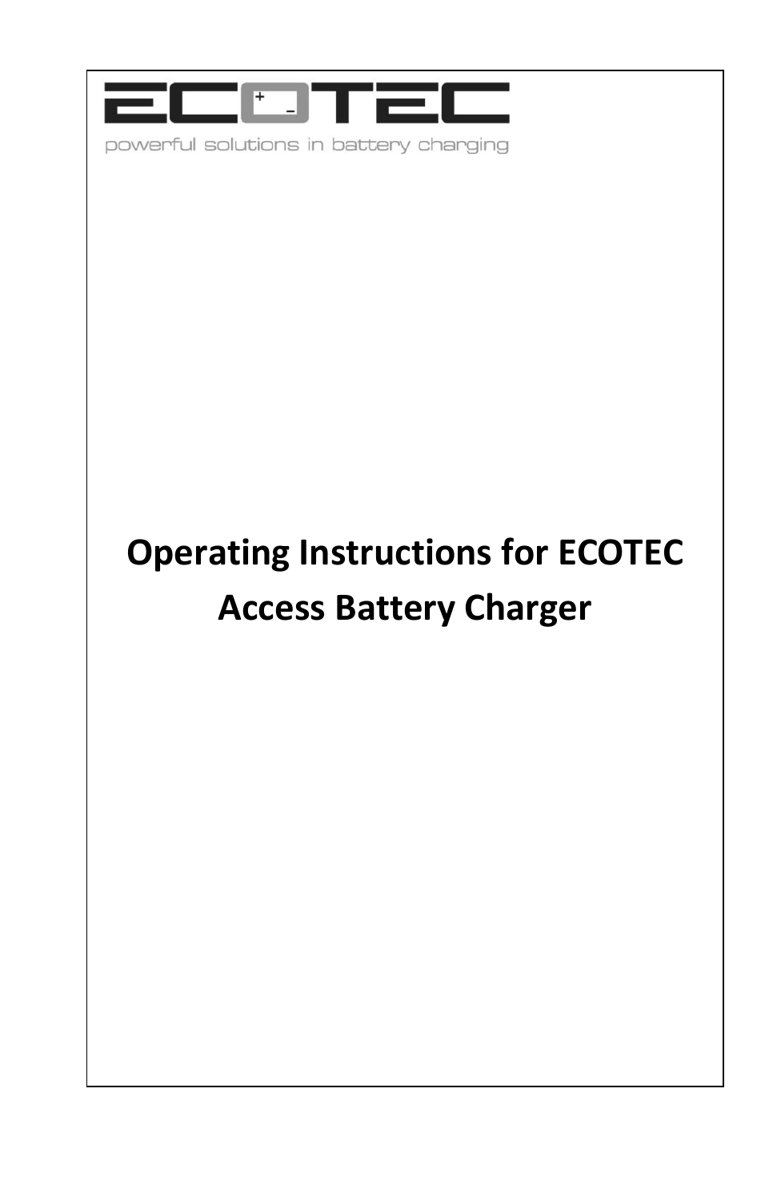ECOTEC

powerful solutions in battery charging

# Operating Instructions for ECOTEC Access Battery Charger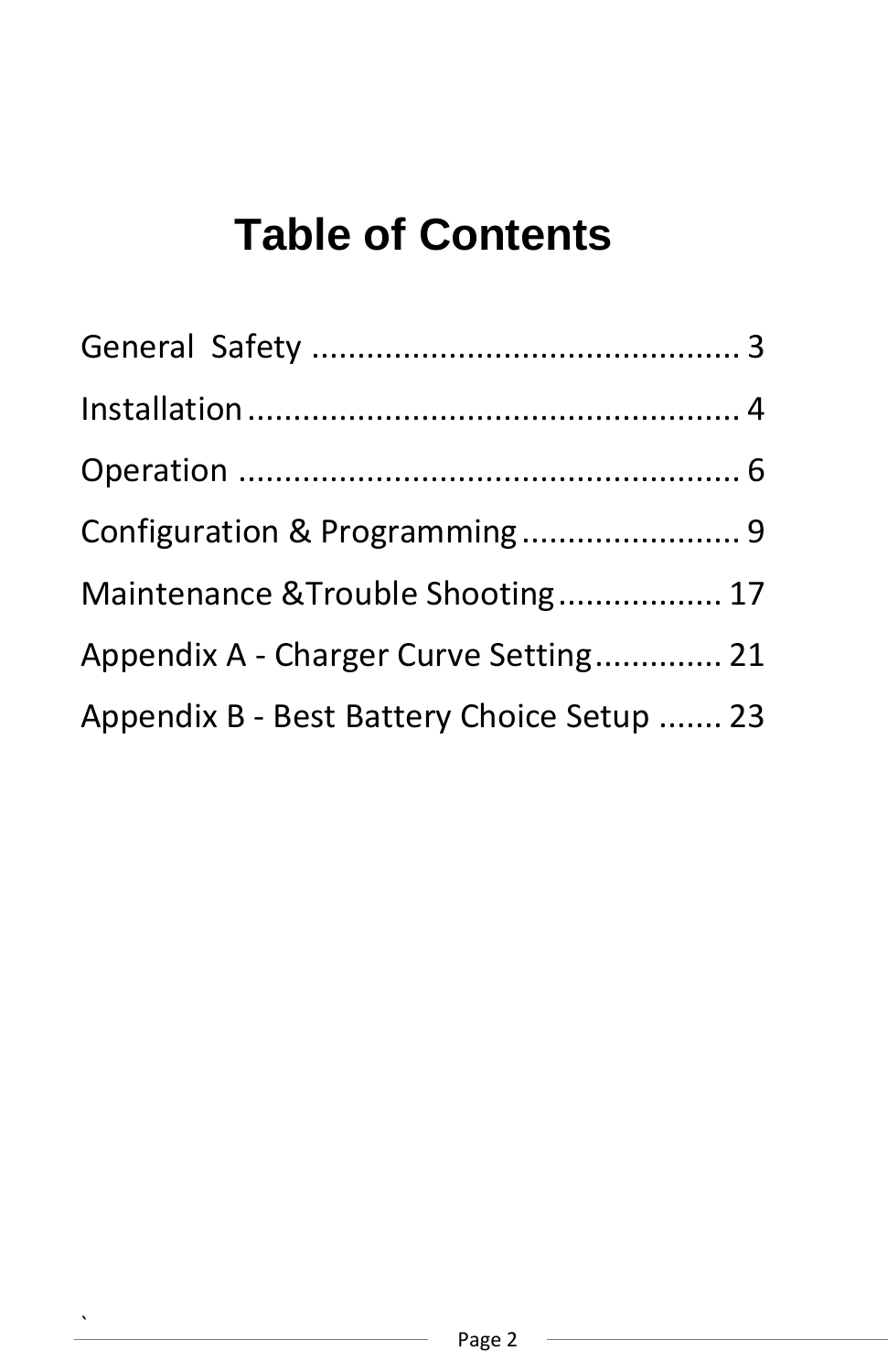# Table of Contents

General Safety ............................................... 3

Installation ...................................................... 4

Operation ........................................................ 6

Configuration & Programming ........................ 9

Maintenance &Trouble Shooting .................. 17

Appendix A - Charger Curve Setting.............. 21

Appendix B - Best Battery Choice Setup ....... 23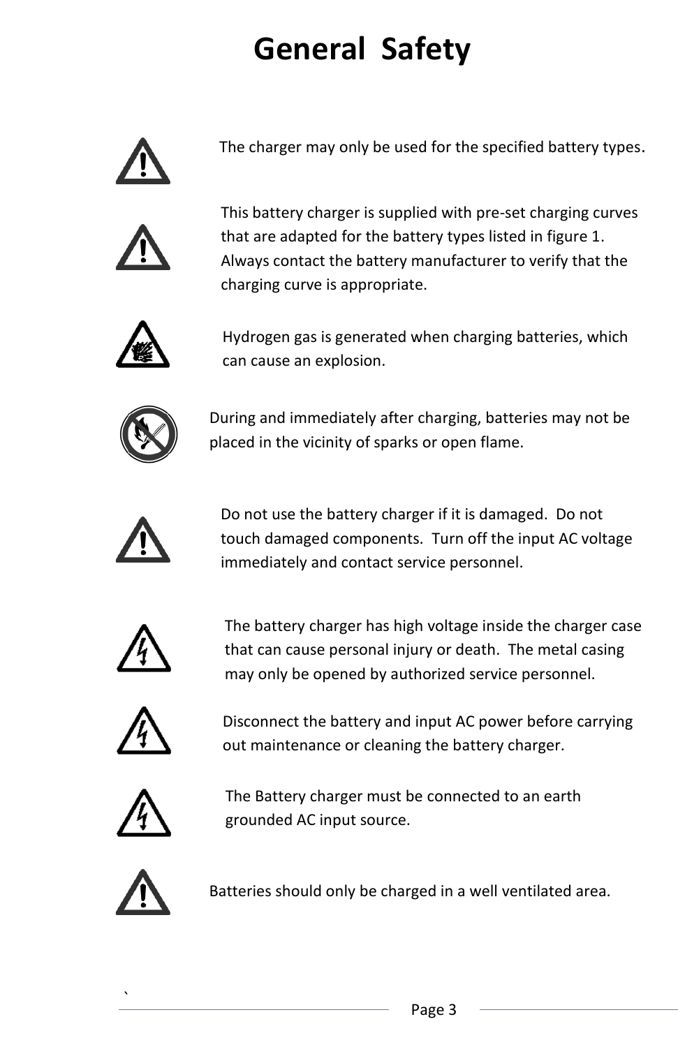# General Safety

The charger may only be used for the specified battery types.

This battery charger is supplied with pre-set charging curves that are adapted for the battery types listed in figure 1. Always contact the battery manufacturer to verify that the charging curve is appropriate.

Hydrogen gas is generated when charging batteries, which can cause an explosion.

During and immediately after charging, batteries may not be placed in the vicinity of sparks or open flame.

Do not use the battery charger if it is damaged. Do not touch damaged components. Turn off the input AC voltage immediately and contact service personnel.

The battery charger has high voltage inside the charger case that can cause personal injury or death. The metal casing may only be opened by authorized service personnel.

Disconnect the battery and input AC power before carrying out maintenance or cleaning the battery charger.

The Battery charger must be connected to an earth grounded AC input source.

Batteries should only be charged in a well ventilated area.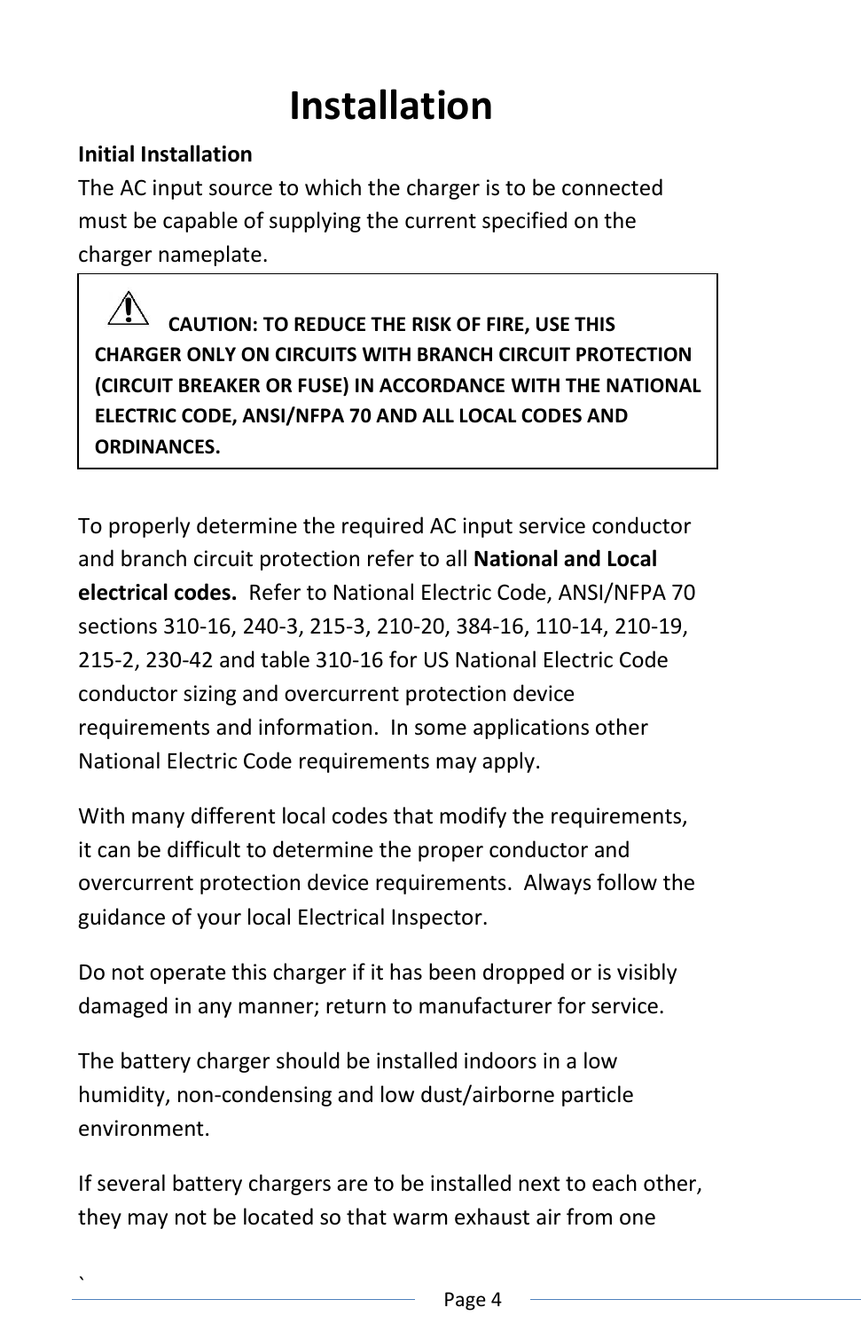# Installation

**Initial Installation**

The AC input source to which the charger is to be connected must be capable of supplying the current specified on the charger nameplate.

> ⚠ **CAUTION: TO REDUCE THE RISK OF FIRE, USE THIS CHARGER ONLY ON CIRCUITS WITH BRANCH CIRCUIT PROTECTION (CIRCUIT BREAKER OR FUSE) IN ACCORDANCE WITH THE NATIONAL ELECTRIC CODE, ANSI/NFPA 70 AND ALL LOCAL CODES AND ORDINANCES.**

To properly determine the required AC input service conductor and branch circuit protection refer to all **National and Local electrical codes.** Refer to National Electric Code, ANSI/NFPA 70 sections 310-16, 240-3, 215-3, 210-20, 384-16, 110-14, 210-19, 215-2, 230-42 and table 310-16 for US National Electric Code conductor sizing and overcurrent protection device requirements and information. In some applications other National Electric Code requirements may apply.

With many different local codes that modify the requirements, it can be difficult to determine the proper conductor and overcurrent protection device requirements. Always follow the guidance of your local Electrical Inspector.

Do not operate this charger if it has been dropped or is visibly damaged in any manner; return to manufacturer for service.

The battery charger should be installed indoors in a low humidity, non-condensing and low dust/airborne particle environment.

If several battery chargers are to be installed next to each other, they may not be located so that warm exhaust air from one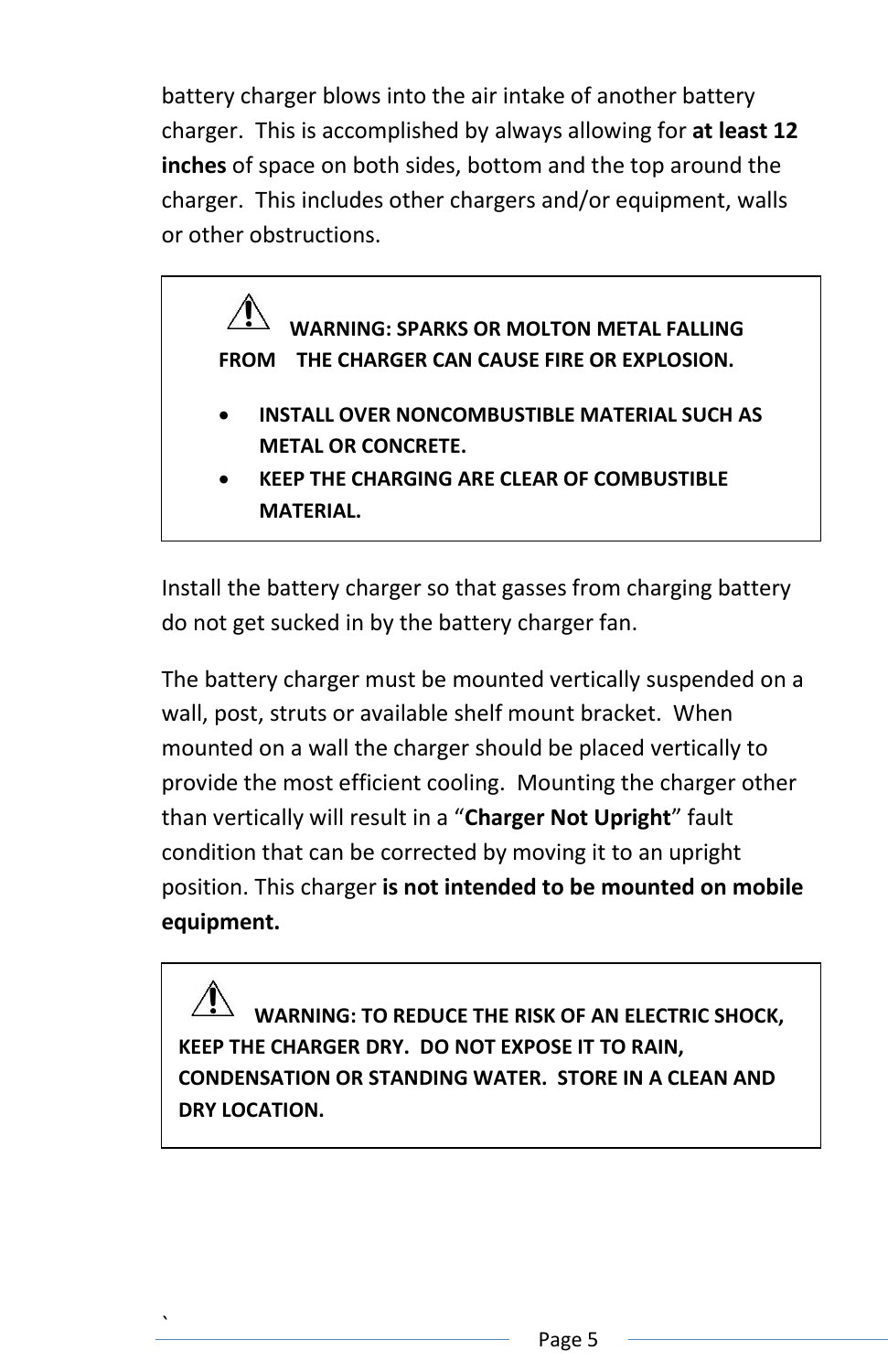battery charger blows into the air intake of another battery charger. This is accomplished by always allowing for **at least 12 inches** of space on both sides, bottom and the top around the charger. This includes other chargers and/or equipment, walls or other obstructions.

> ⚠ **WARNING: SPARKS OR MOLTON METAL FALLING FROM THE CHARGER CAN CAUSE FIRE OR EXPLOSION.**
>
> - **INSTALL OVER NONCOMBUSTIBLE MATERIAL SUCH AS METAL OR CONCRETE.**
> - **KEEP THE CHARGING ARE CLEAR OF COMBUSTIBLE MATERIAL.**

Install the battery charger so that gasses from charging battery do not get sucked in by the battery charger fan.

The battery charger must be mounted vertically suspended on a wall, post, struts or available shelf mount bracket. When mounted on a wall the charger should be placed vertically to provide the most efficient cooling. Mounting the charger other than vertically will result in a "**Charger Not Upright**" fault condition that can be corrected by moving it to an upright position. This charger **is not intended to be mounted on mobile equipment.**

> ⚠ **WARNING: TO REDUCE THE RISK OF AN ELECTRIC SHOCK, KEEP THE CHARGER DRY. DO NOT EXPOSE IT TO RAIN, CONDENSATION OR STANDING WATER. STORE IN A CLEAN AND DRY LOCATION.**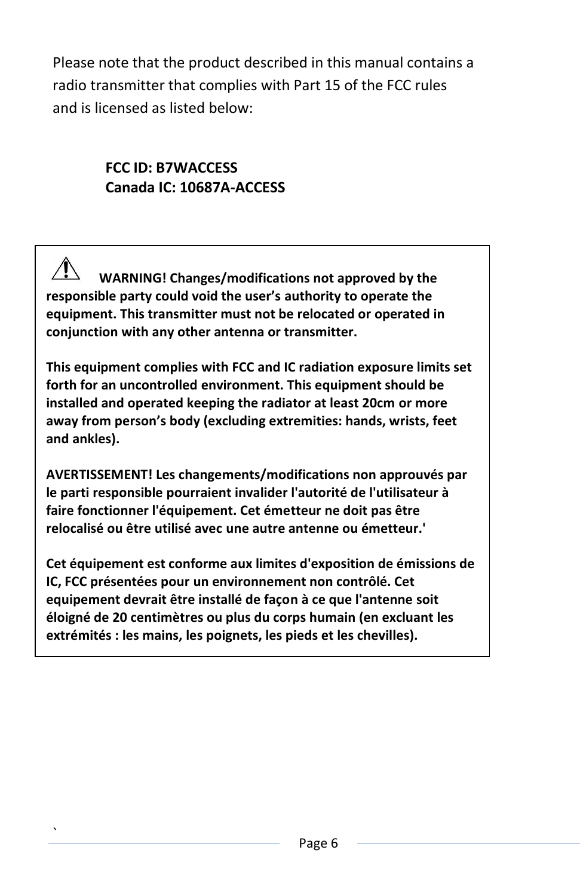Please note that the product described in this manual contains a radio transmitter that complies with Part 15 of the FCC rules and is licensed as listed below:

**FCC ID: B7WACCESS**
**Canada IC: 10687A-ACCESS**

⚠ **WARNING! Changes/modifications not approved by the responsible party could void the user's authority to operate the equipment. This transmitter must not be relocated or operated in conjunction with any other antenna or transmitter.**

**This equipment complies with FCC and IC radiation exposure limits set forth for an uncontrolled environment. This equipment should be installed and operated keeping the radiator at least 20cm or more away from person's body (excluding extremities: hands, wrists, feet and ankles).**

**AVERTISSEMENT! Les changements/modifications non approuvés par le parti responsible pourraient invalider l'autorité de l'utilisateur à faire fonctionner l'équipement. Cet émetteur ne doit pas être relocalisé ou être utilisé avec une autre antenne ou émetteur.'**

**Cet équipement est conforme aux limites d'exposition de émissions de IC, FCC présentées pour un environnement non contrôlé. Cet equipement devrait être installé de façon à ce que l'antenne soit éloigné de 20 centimètres ou plus du corps humain (en excluant les extrémités : les mains, les poignets, les pieds et les chevilles).**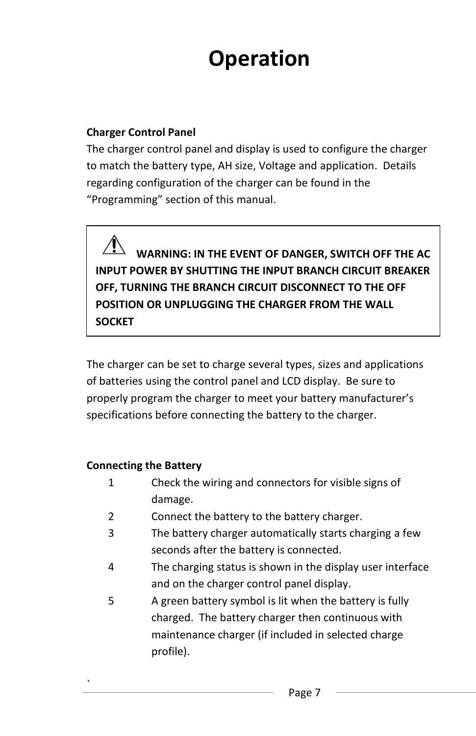# Operation

**Charger Control Panel**

The charger control panel and display is used to configure the charger to match the battery type, AH size, Voltage and application. Details regarding configuration of the charger can be found in the "Programming" section of this manual.

> ⚠ **WARNING: IN THE EVENT OF DANGER, SWITCH OFF THE AC INPUT POWER BY SHUTTING THE INPUT BRANCH CIRCUIT BREAKER OFF, TURNING THE BRANCH CIRCUIT DISCONNECT TO THE OFF POSITION OR UNPLUGGING THE CHARGER FROM THE WALL SOCKET**

The charger can be set to charge several types, sizes and applications of batteries using the control panel and LCD display. Be sure to properly program the charger to meet your battery manufacturer's specifications before connecting the battery to the charger.

**Connecting the Battery**

1. Check the wiring and connectors for visible signs of damage.
2. Connect the battery to the battery charger.
3. The battery charger automatically starts charging a few seconds after the battery is connected.
4. The charging status is shown in the display user interface and on the charger control panel display.
5. A green battery symbol is lit when the battery is fully charged. The battery charger then continuous with maintenance charger (if included in selected charge profile).

`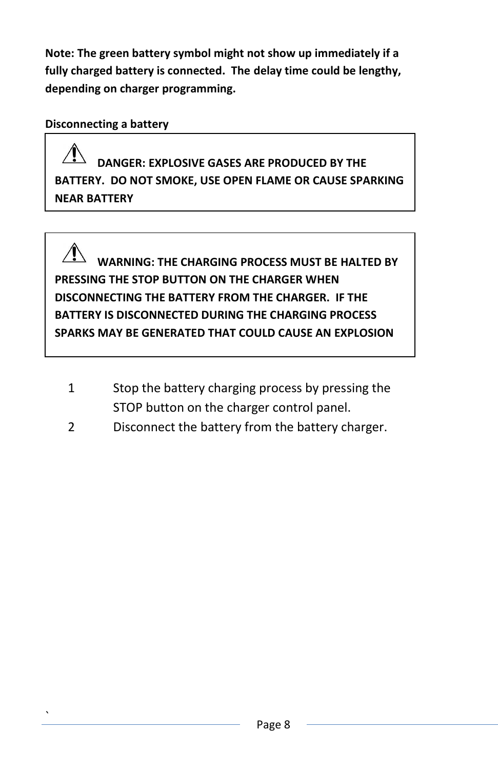**Note: The green battery symbol might not show up immediately if a fully charged battery is connected. The delay time could be lengthy, depending on charger programming.**

**Disconnecting a battery**

> ⚠ **DANGER: EXPLOSIVE GASES ARE PRODUCED BY THE BATTERY. DO NOT SMOKE, USE OPEN FLAME OR CAUSE SPARKING NEAR BATTERY**

> ⚠ **WARNING: THE CHARGING PROCESS MUST BE HALTED BY PRESSING THE STOP BUTTON ON THE CHARGER WHEN DISCONNECTING THE BATTERY FROM THE CHARGER. IF THE BATTERY IS DISCONNECTED DURING THE CHARGING PROCESS SPARKS MAY BE GENERATED THAT COULD CAUSE AN EXPLOSION**

1. Stop the battery charging process by pressing the STOP button on the charger control panel.
2. Disconnect the battery from the battery charger.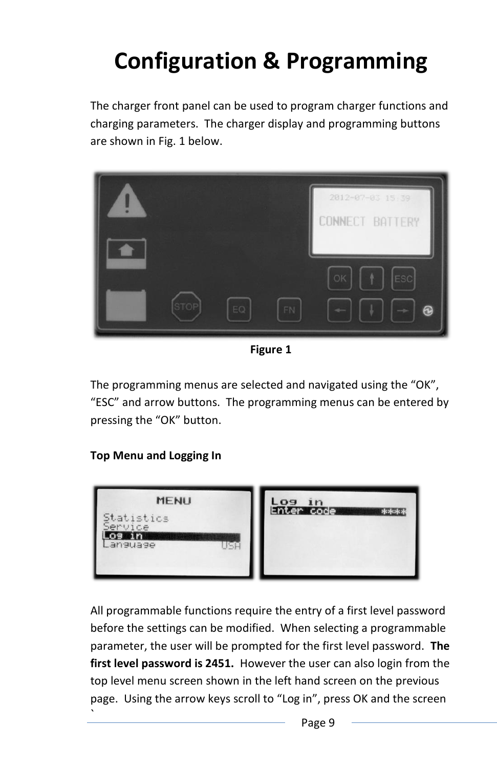# Configuration & Programming

The charger front panel can be used to program charger functions and charging parameters. The charger display and programming buttons are shown in Fig. 1 below.

**Figure 1**

The programming menus are selected and navigated using the "OK", "ESC" and arrow buttons. The programming menus can be entered by pressing the "OK" button.

**Top Menu and Logging In**

All programmable functions require the entry of a first level password before the settings can be modified. When selecting a programmable parameter, the user will be prompted for the first level password. **The first level password is 2451.** However the user can also login from the top level menu screen shown in the left hand screen on the previous page. Using the arrow keys scroll to "Log in", press OK and the screen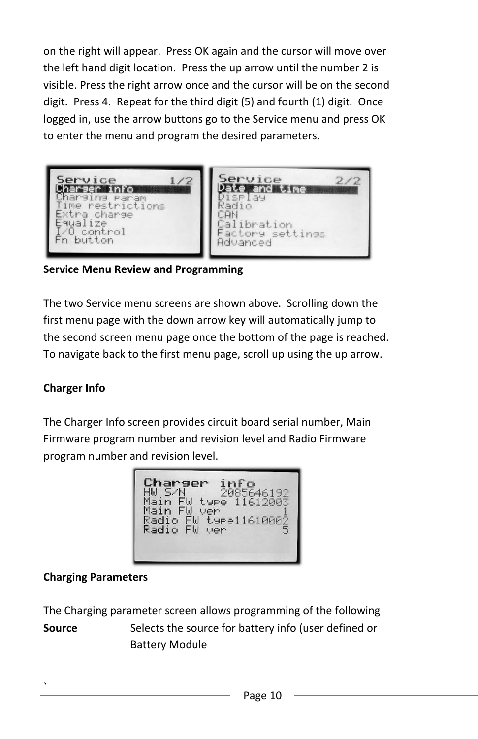on the right will appear. Press OK again and the cursor will move over the left hand digit location. Press the up arrow until the number 2 is visible. Press the right arrow once and the cursor will be on the second digit. Press 4. Repeat for the third digit (5) and fourth (1) digit. Once logged in, use the arrow buttons go to the Service menu and press OK to enter the menu and program the desired parameters.

**Service Menu Review and Programming**

The two Service menu screens are shown above. Scrolling down the first menu page with the down arrow key will automatically jump to the second screen menu page once the bottom of the page is reached. To navigate back to the first menu page, scroll up using the up arrow.

**Charger Info**

The Charger Info screen provides circuit board serial number, Main Firmware program number and revision level and Radio Firmware program number and revision level.

**Charging Parameters**

The Charging parameter screen allows programming of the following

**Source** Selects the source for battery info (user defined or Battery Module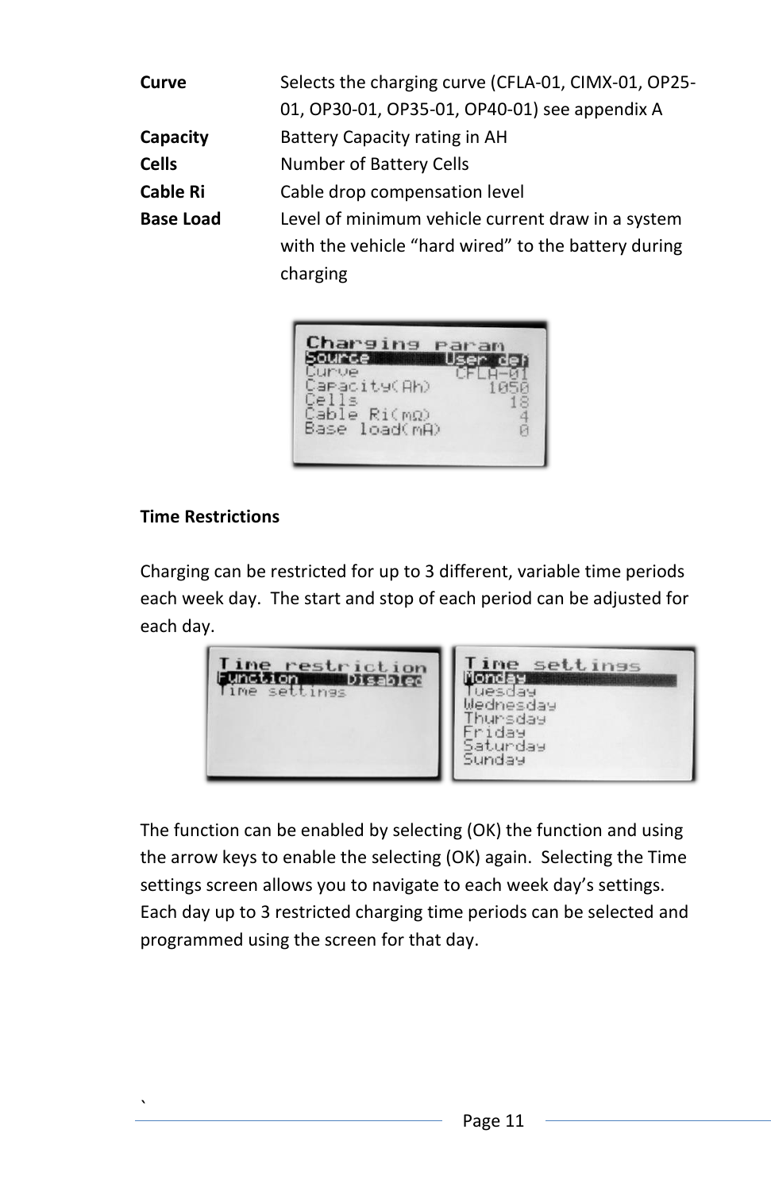| | |
|---|---|
| **Curve** | Selects the charging curve (CFLA-01, CIMX-01, OP25-01, OP30-01, OP35-01, OP40-01) see appendix A |
| **Capacity** | Battery Capacity rating in AH |
| **Cells** | Number of Battery Cells |
| **Cable Ri** | Cable drop compensation level |
| **Base Load** | Level of minimum vehicle current draw in a system with the vehicle "hard wired" to the battery during charging |

**Time Restrictions**

Charging can be restricted for up to 3 different, variable time periods each week day. The start and stop of each period can be adjusted for each day.

The function can be enabled by selecting (OK) the function and using the arrow keys to enable the selecting (OK) again. Selecting the Time settings screen allows you to navigate to each week day's settings. Each day up to 3 restricted charging time periods can be selected and programmed using the screen for that day.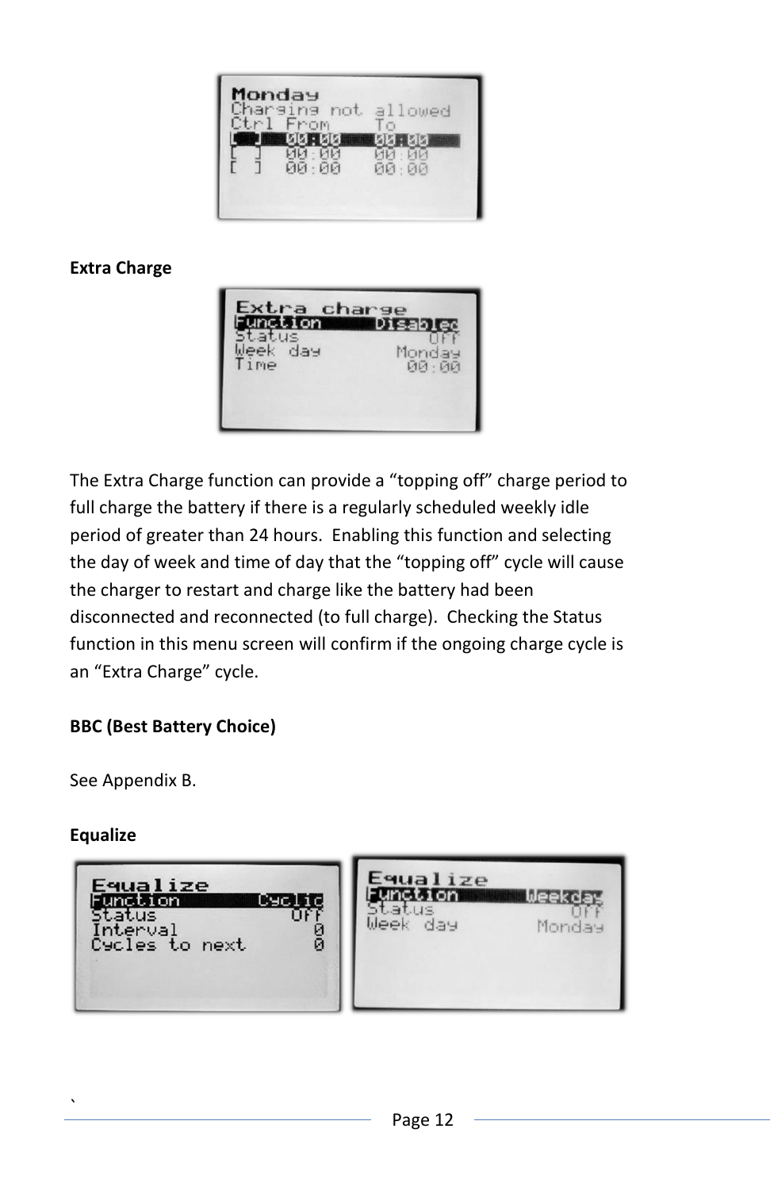**Extra Charge**

The Extra Charge function can provide a “topping off” charge period to full charge the battery if there is a regularly scheduled weekly idle period of greater than 24 hours. Enabling this function and selecting the day of week and time of day that the “topping off” cycle will cause the charger to restart and charge like the battery had been disconnected and reconnected (to full charge). Checking the Status function in this menu screen will confirm if the ongoing charge cycle is an “Extra Charge” cycle.

**BBC (Best Battery Choice)**

See Appendix B.

**Equalize**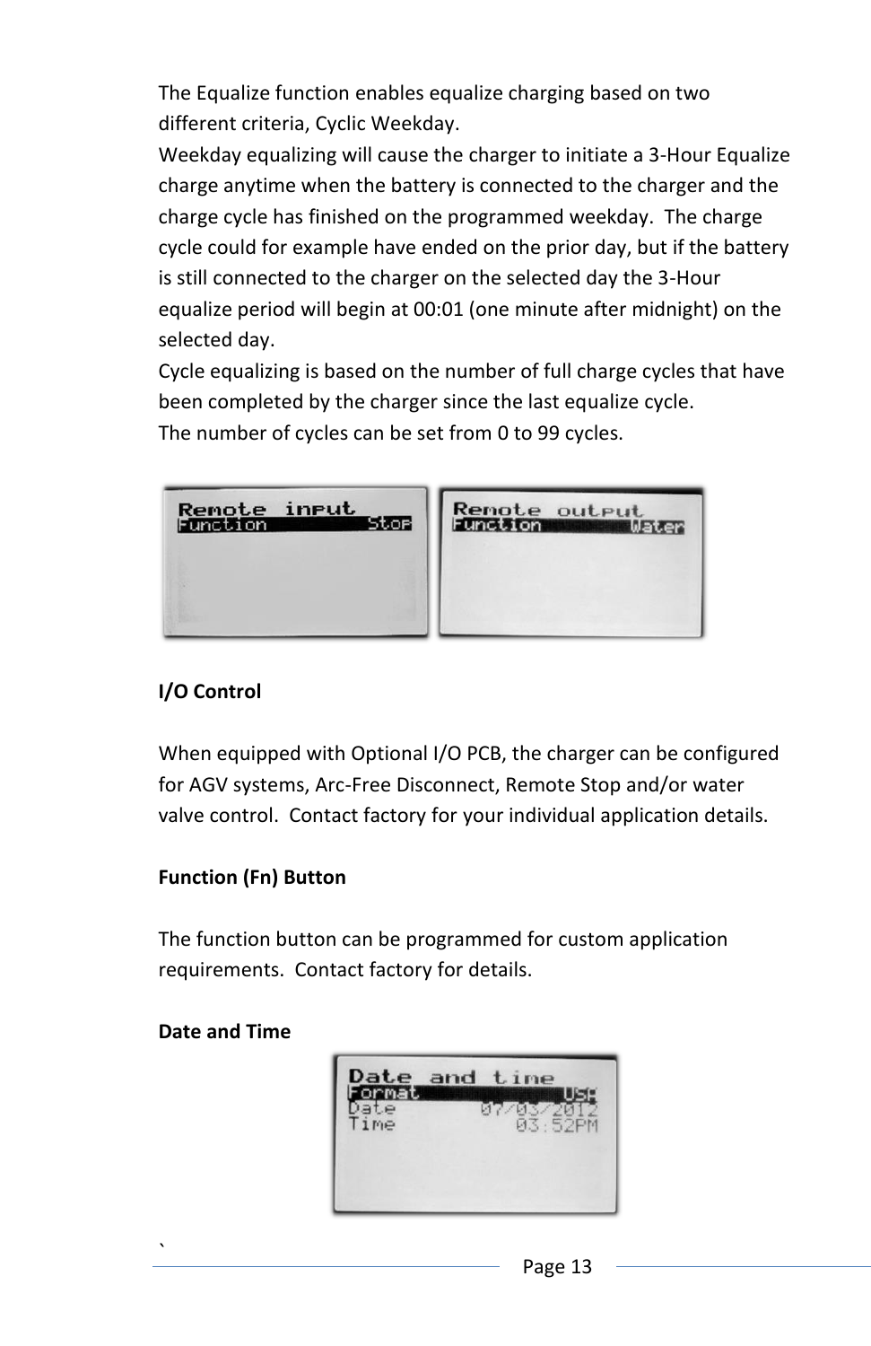The Equalize function enables equalize charging based on two different criteria, Cyclic Weekday.
Weekday equalizing will cause the charger to initiate a 3-Hour Equalize charge anytime when the battery is connected to the charger and the charge cycle has finished on the programmed weekday. The charge cycle could for example have ended on the prior day, but if the battery is still connected to the charger on the selected day the 3-Hour equalize period will begin at 00:01 (one minute after midnight) on the selected day.
Cycle equalizing is based on the number of full charge cycles that have been completed by the charger since the last equalize cycle.
The number of cycles can be set from 0 to 99 cycles.

**I/O Control**

When equipped with Optional I/O PCB, the charger can be configured for AGV systems, Arc-Free Disconnect, Remote Stop and/or water valve control. Contact factory for your individual application details.

**Function (Fn) Button**

The function button can be programmed for custom application requirements. Contact factory for details.

**Date and Time**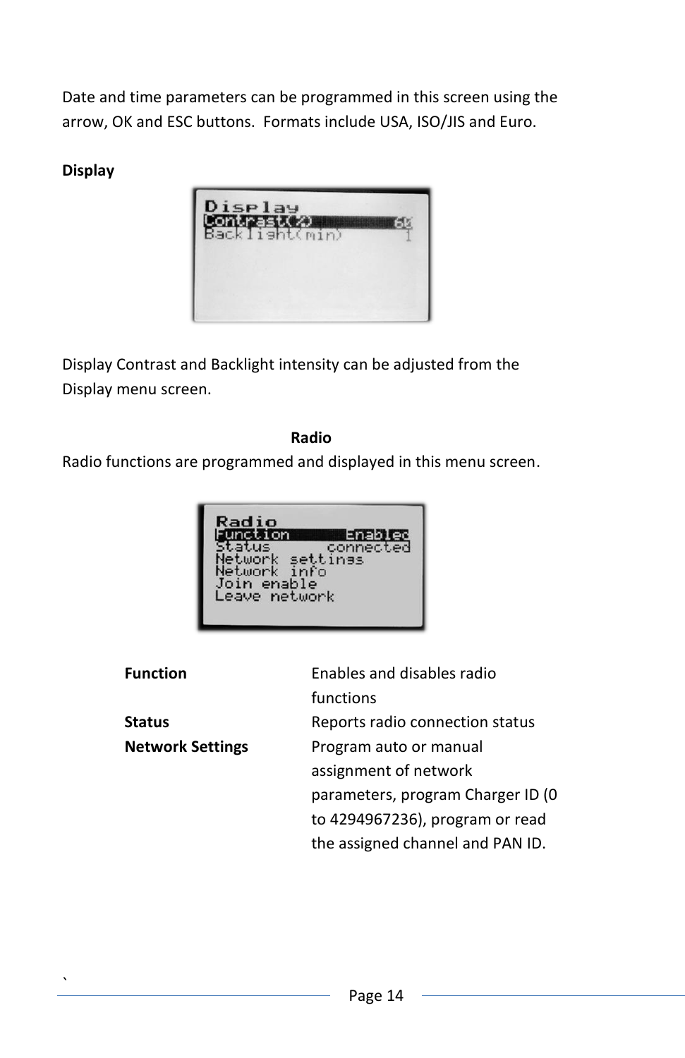Date and time parameters can be programmed in this screen using the arrow, OK and ESC buttons.  Formats include USA, ISO/JIS and Euro.

**Display**

Display Contrast and Backlight intensity can be adjusted from the Display menu screen.

**Radio**

Radio functions are programmed and displayed in this menu screen.

| | |
|---|---|
| **Function** | Enables and disables radio functions |
| **Status** | Reports radio connection status |
| **Network Settings** | Program auto or manual assignment of network parameters, program Charger ID (0 to 4294967236), program or read the assigned channel and PAN ID. |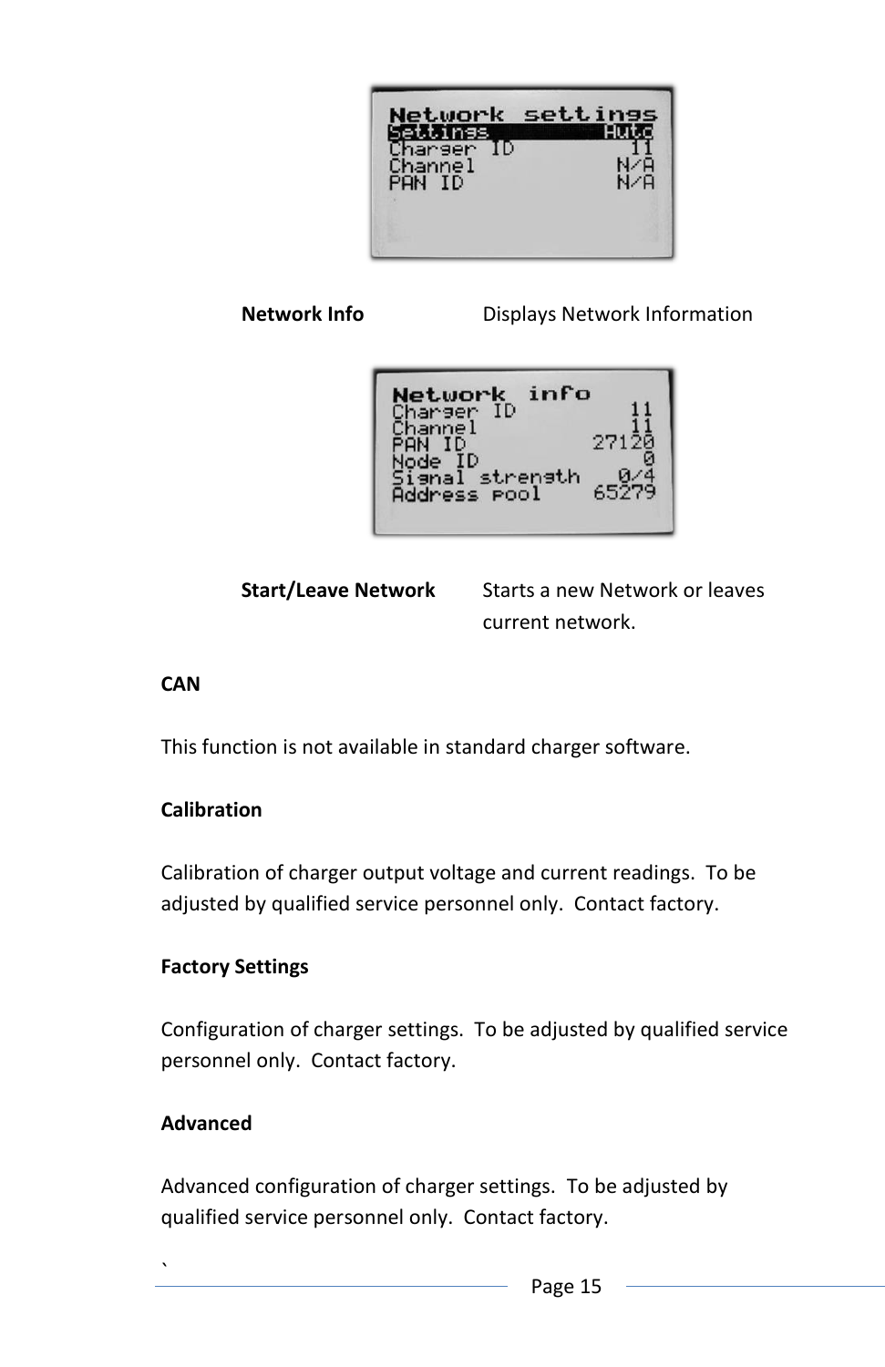Network settings
Settings Auto
Charger ID 11
Channel N/A
PAN ID N/A

**Network Info** Displays Network Information

Network info
Charger ID 11
Channel 11
PAN ID 27120
Node ID 0
Signal strength 0/4
Address pool 65279

**Start/Leave Network** Starts a new Network or leaves current network.

**CAN**

This function is not available in standard charger software.

**Calibration**

Calibration of charger output voltage and current readings. To be adjusted by qualified service personnel only. Contact factory.

**Factory Settings**

Configuration of charger settings. To be adjusted by qualified service personnel only. Contact factory.

**Advanced**

Advanced configuration of charger settings. To be adjusted by qualified service personnel only. Contact factory.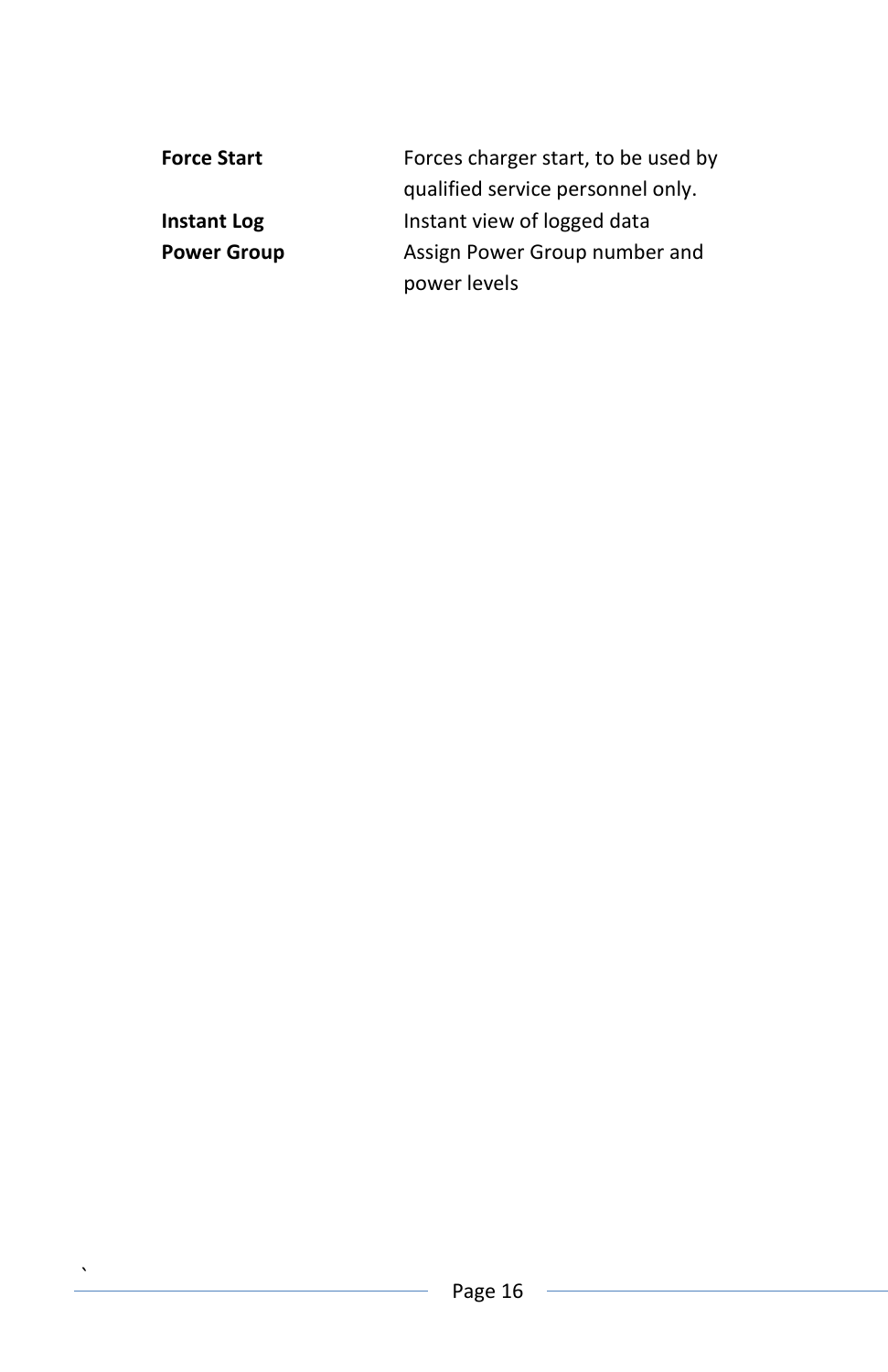| | |
|---|---|
| **Force Start** | Forces charger start, to be used by qualified service personnel only. |
| **Instant Log** | Instant view of logged data |
| **Power Group** | Assign Power Group number and power levels |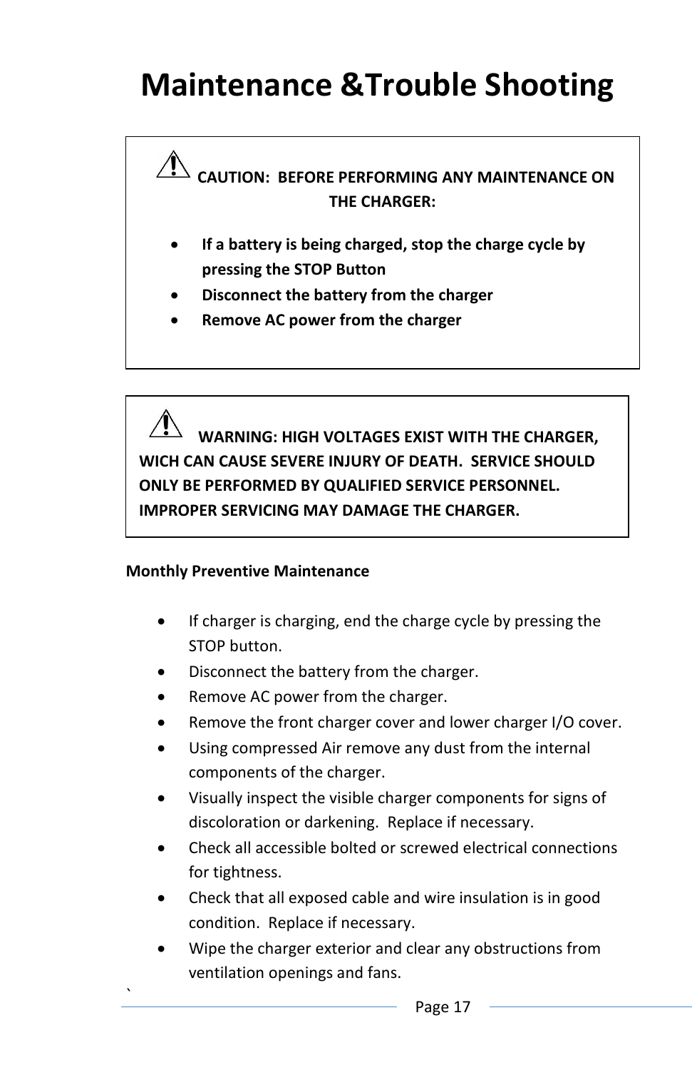# Maintenance &Trouble Shooting

⚠ **CAUTION: BEFORE PERFORMING ANY MAINTENANCE ON THE CHARGER:**

- **If a battery is being charged, stop the charge cycle by pressing the STOP Button**
- **Disconnect the battery from the charger**
- **Remove AC power from the charger**

⚠ **WARNING: HIGH VOLTAGES EXIST WITH THE CHARGER, WICH CAN CAUSE SEVERE INJURY OF DEATH. SERVICE SHOULD ONLY BE PERFORMED BY QUALIFIED SERVICE PERSONNEL. IMPROPER SERVICING MAY DAMAGE THE CHARGER.**

**Monthly Preventive Maintenance**

- If charger is charging, end the charge cycle by pressing the STOP button.
- Disconnect the battery from the charger.
- Remove AC power from the charger.
- Remove the front charger cover and lower charger I/O cover.
- Using compressed Air remove any dust from the internal components of the charger.
- Visually inspect the visible charger components for signs of discoloration or darkening. Replace if necessary.
- Check all accessible bolted or screwed electrical connections for tightness.
- Check that all exposed cable and wire insulation is in good condition. Replace if necessary.
- Wipe the charger exterior and clear any obstructions from ventilation openings and fans.

`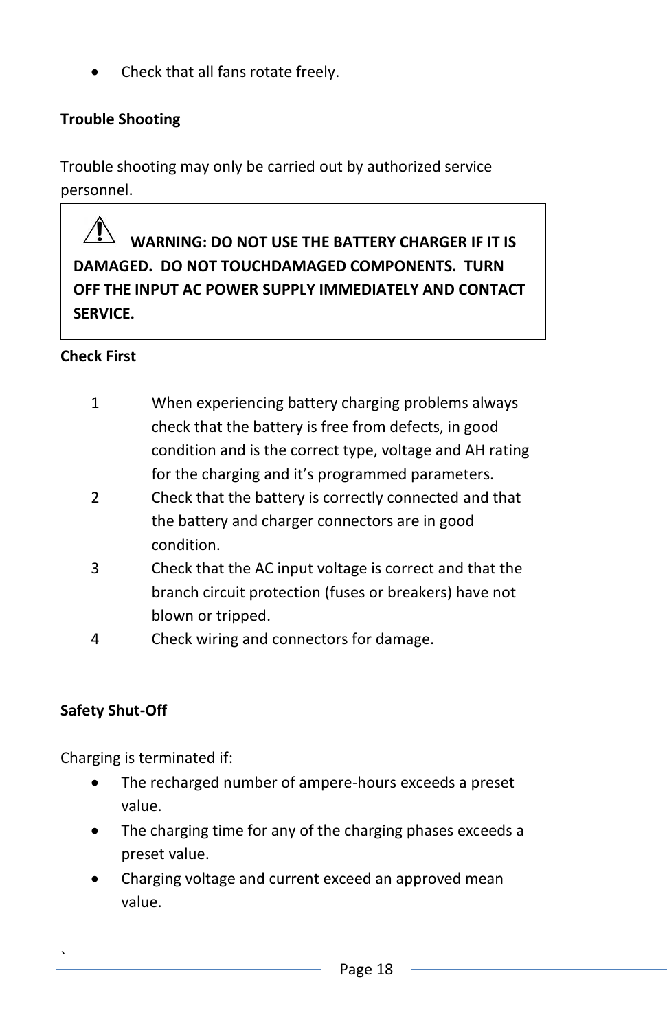- Check that all fans rotate freely.

**Trouble Shooting**

Trouble shooting may only be carried out by authorized service personnel.

> ⚠ **WARNING: DO NOT USE THE BATTERY CHARGER IF IT IS DAMAGED. DO NOT TOUCHDAMAGED COMPONENTS. TURN OFF THE INPUT AC POWER SUPPLY IMMEDIATELY AND CONTACT SERVICE.**

**Check First**

1. When experiencing battery charging problems always check that the battery is free from defects, in good condition and is the correct type, voltage and AH rating for the charging and it's programmed parameters.
2. Check that the battery is correctly connected and that the battery and charger connectors are in good condition.
3. Check that the AC input voltage is correct and that the branch circuit protection (fuses or breakers) have not blown or tripped.
4. Check wiring and connectors for damage.

**Safety Shut-Off**

Charging is terminated if:

- The recharged number of ampere-hours exceeds a preset value.
- The charging time for any of the charging phases exceeds a preset value.
- Charging voltage and current exceed an approved mean value.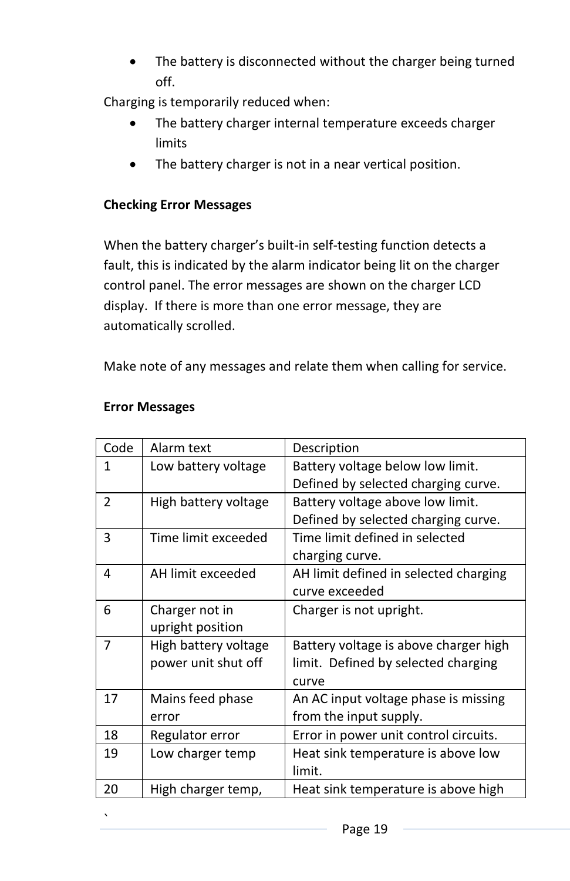- The battery is disconnected without the charger being turned off.

Charging is temporarily reduced when:

- The battery charger internal temperature exceeds charger limits
- The battery charger is not in a near vertical position.

**Checking Error Messages**

When the battery charger's built-in self-testing function detects a fault, this is indicated by the alarm indicator being lit on the charger control panel. The error messages are shown on the charger LCD display. If there is more than one error message, they are automatically scrolled.

Make note of any messages and relate them when calling for service.

**Error Messages**

| Code | Alarm text | Description |
|---|---|---|
| 1 | Low battery voltage | Battery voltage below low limit. Defined by selected charging curve. |
| 2 | High battery voltage | Battery voltage above low limit. Defined by selected charging curve. |
| 3 | Time limit exceeded | Time limit defined in selected charging curve. |
| 4 | AH limit exceeded | AH limit defined in selected charging curve exceeded |
| 6 | Charger not in upright position | Charger is not upright. |
| 7 | High battery voltage power unit shut off | Battery voltage is above charger high limit. Defined by selected charging curve |
| 17 | Mains feed phase error | An AC input voltage phase is missing from the input supply. |
| 18 | Regulator error | Error in power unit control circuits. |
| 19 | Low charger temp | Heat sink temperature is above low limit. |
| 20 | High charger temp, | Heat sink temperature is above high |

`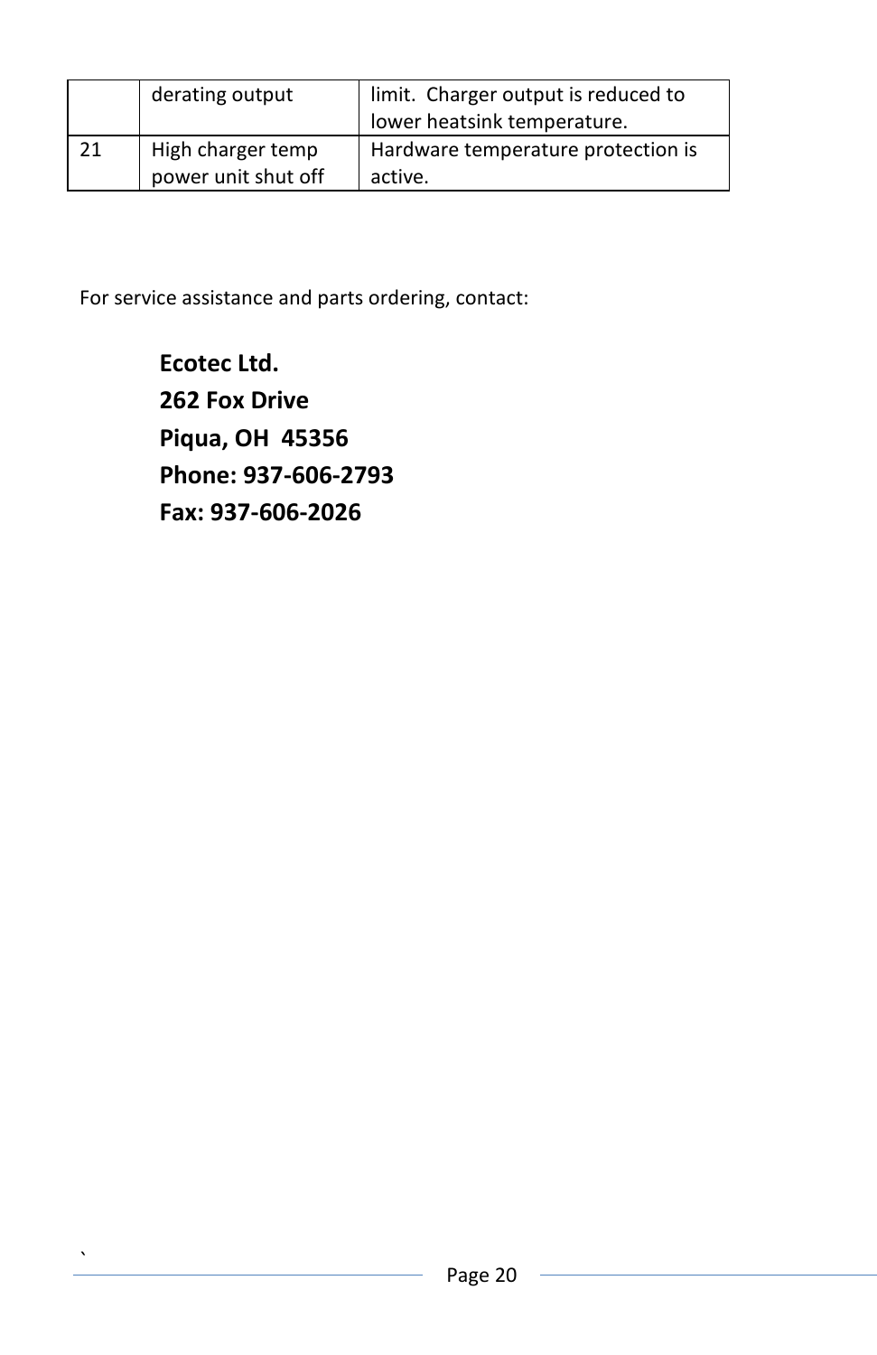|  |  |  |
|---|---|---|
|  | derating output | limit.  Charger output is reduced to lower heatsink temperature. |
| 21 | High charger temp power unit shut off | Hardware temperature protection is active. |

For service assistance and parts ordering, contact:

**Ecotec Ltd.**
**262 Fox Drive**
**Piqua, OH  45356**
**Phone: 937-606-2793**
**Fax: 937-606-2026**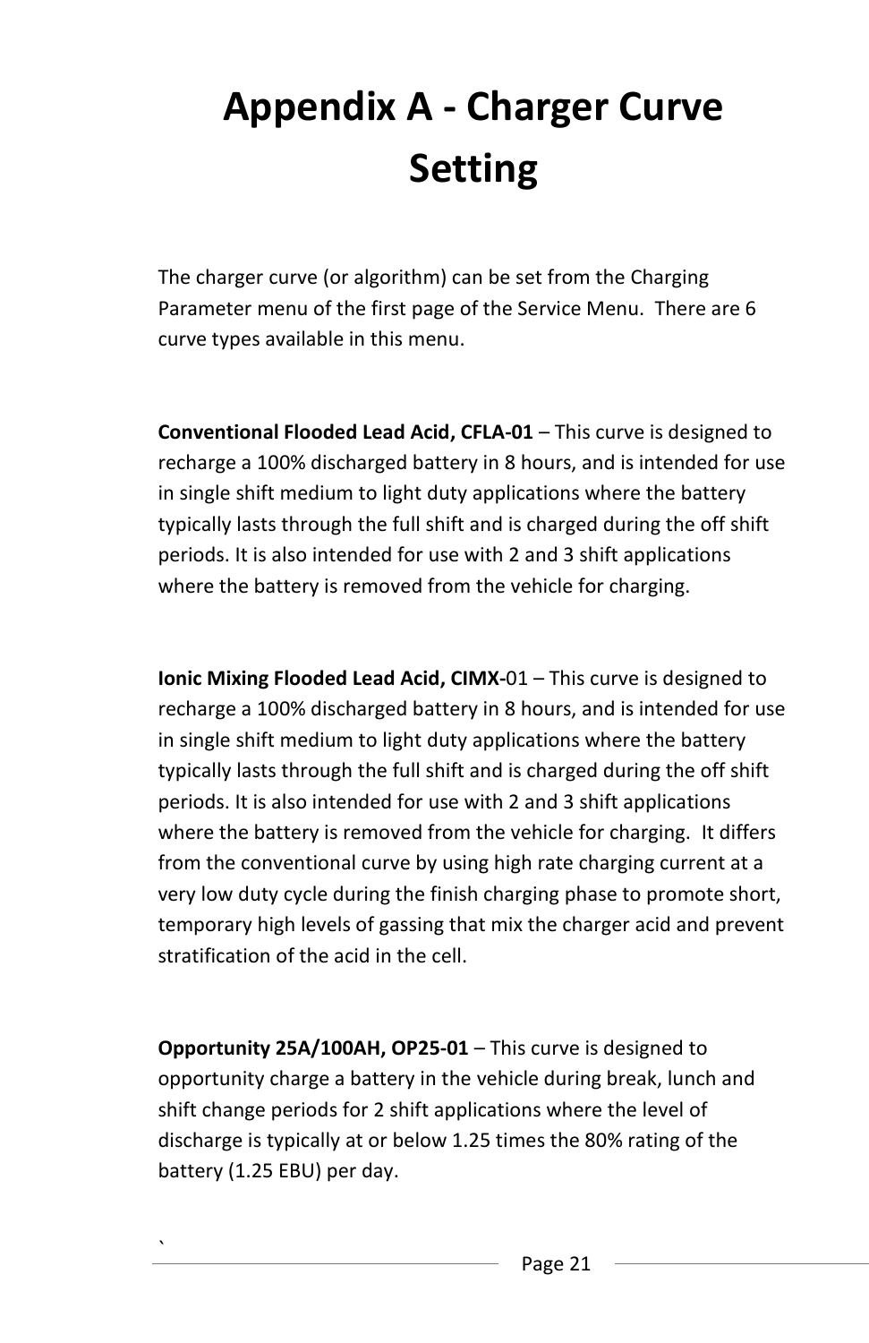# Appendix A - Charger Curve Setting

The charger curve (or algorithm) can be set from the Charging Parameter menu of the first page of the Service Menu. There are 6 curve types available in this menu.

**Conventional Flooded Lead Acid, CFLA-01** – This curve is designed to recharge a 100% discharged battery in 8 hours, and is intended for use in single shift medium to light duty applications where the battery typically lasts through the full shift and is charged during the off shift periods. It is also intended for use with 2 and 3 shift applications where the battery is removed from the vehicle for charging.

**Ionic Mixing Flooded Lead Acid, CIMX-**01 – This curve is designed to recharge a 100% discharged battery in 8 hours, and is intended for use in single shift medium to light duty applications where the battery typically lasts through the full shift and is charged during the off shift periods. It is also intended for use with 2 and 3 shift applications where the battery is removed from the vehicle for charging. It differs from the conventional curve by using high rate charging current at a very low duty cycle during the finish charging phase to promote short, temporary high levels of gassing that mix the charger acid and prevent stratification of the acid in the cell.

**Opportunity 25A/100AH, OP25-01** – This curve is designed to opportunity charge a battery in the vehicle during break, lunch and shift change periods for 2 shift applications where the level of discharge is typically at or below 1.25 times the 80% rating of the battery (1.25 EBU) per day.

`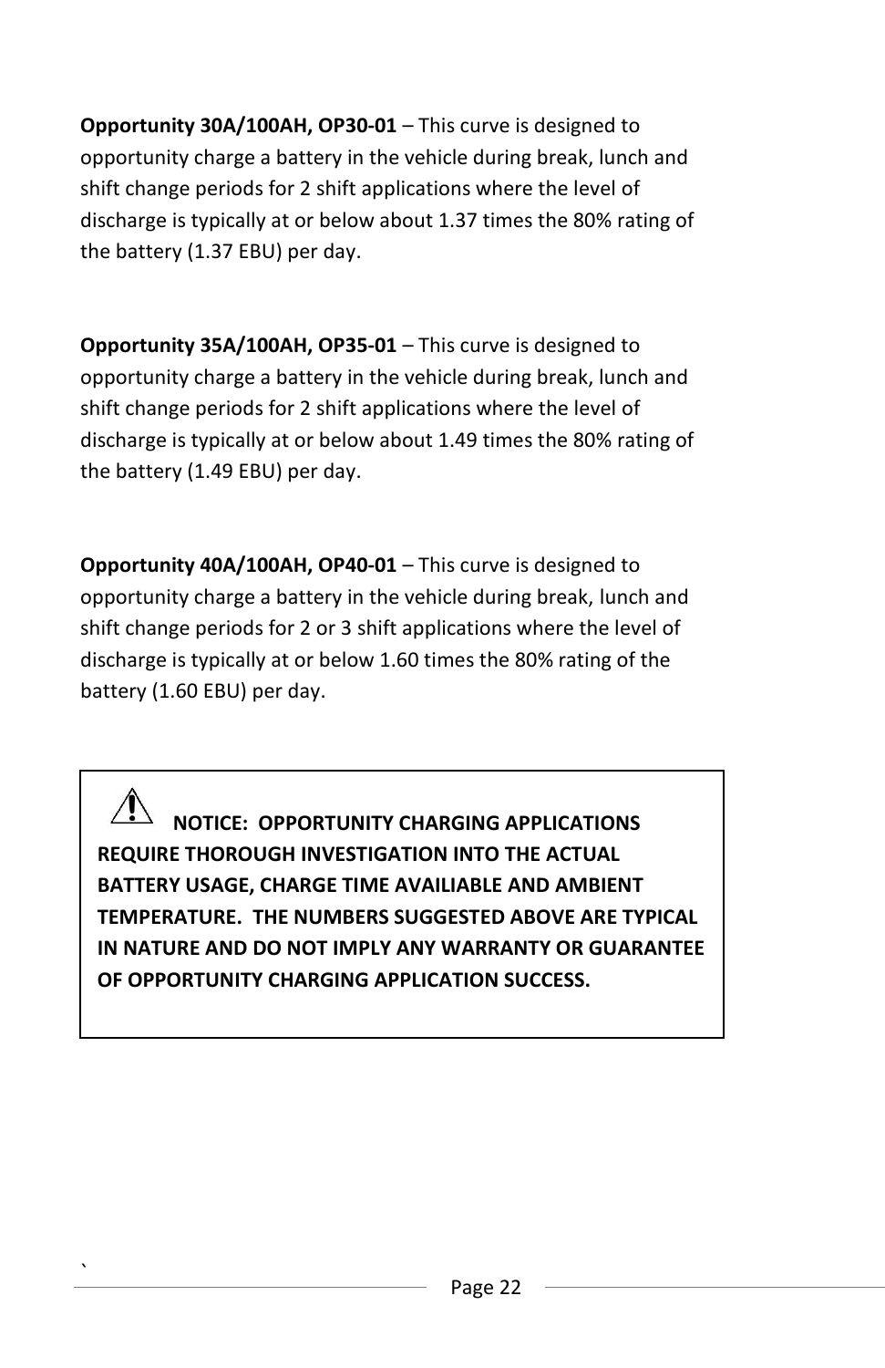**Opportunity 30A/100AH, OP30-01** – This curve is designed to opportunity charge a battery in the vehicle during break, lunch and shift change periods for 2 shift applications where the level of discharge is typically at or below about 1.37 times the 80% rating of the battery (1.37 EBU) per day.

**Opportunity 35A/100AH, OP35-01** – This curve is designed to opportunity charge a battery in the vehicle during break, lunch and shift change periods for 2 shift applications where the level of discharge is typically at or below about 1.49 times the 80% rating of the battery (1.49 EBU) per day.

**Opportunity 40A/100AH, OP40-01** – This curve is designed to opportunity charge a battery in the vehicle during break, lunch and shift change periods for 2 or 3 shift applications where the level of discharge is typically at or below 1.60 times the 80% rating of the battery (1.60 EBU) per day.

> ⚠ **NOTICE: OPPORTUNITY CHARGING APPLICATIONS REQUIRE THOROUGH INVESTIGATION INTO THE ACTUAL BATTERY USAGE, CHARGE TIME AVAILIABLE AND AMBIENT TEMPERATURE. THE NUMBERS SUGGESTED ABOVE ARE TYPICAL IN NATURE AND DO NOT IMPLY ANY WARRANTY OR GUARANTEE OF OPPORTUNITY CHARGING APPLICATION SUCCESS.**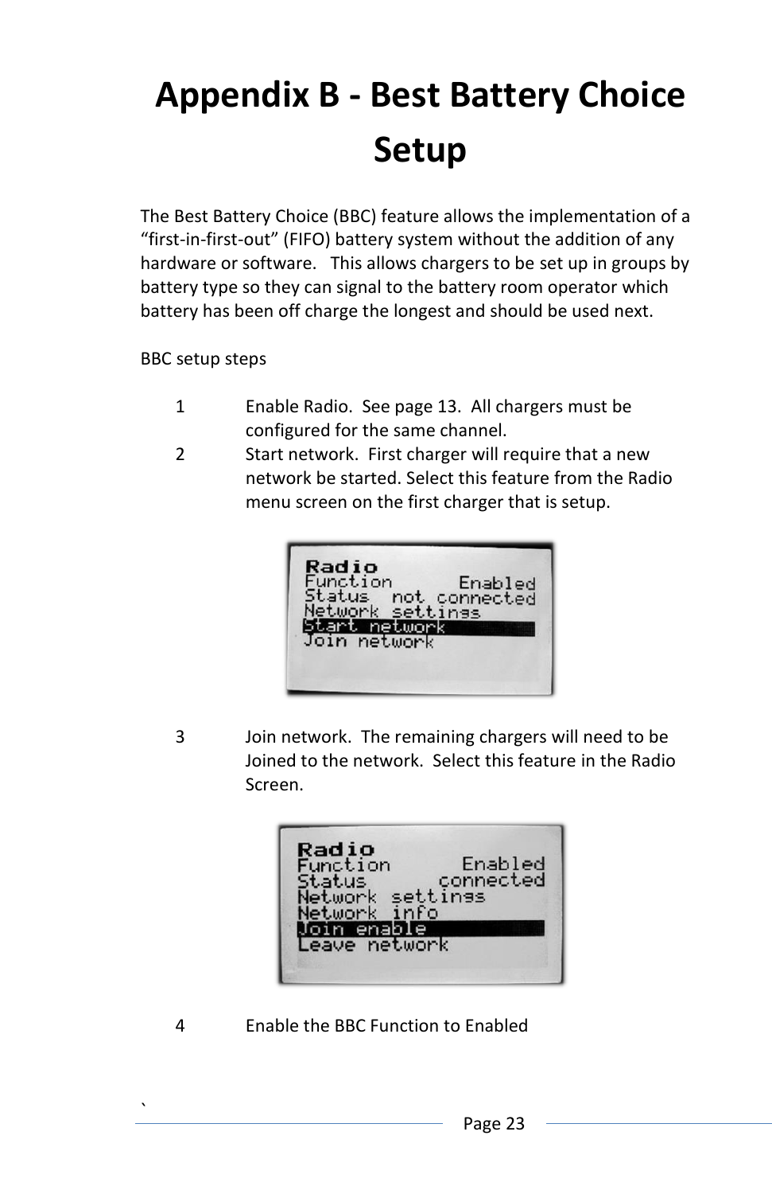# Appendix B - Best Battery Choice Setup

The Best Battery Choice (BBC) feature allows the implementation of a "first-in-first-out" (FIFO) battery system without the addition of any hardware or software. This allows chargers to be set up in groups by battery type so they can signal to the battery room operator which battery has been off charge the longest and should be used next.

BBC setup steps

1. Enable Radio. See page 13. All chargers must be configured for the same channel.
2. Start network. First charger will require that a new network be started. Select this feature from the Radio menu screen on the first charger that is setup.

3. Join network. The remaining chargers will need to be Joined to the network. Select this feature in the Radio Screen.

4. Enable the BBC Function to Enabled

`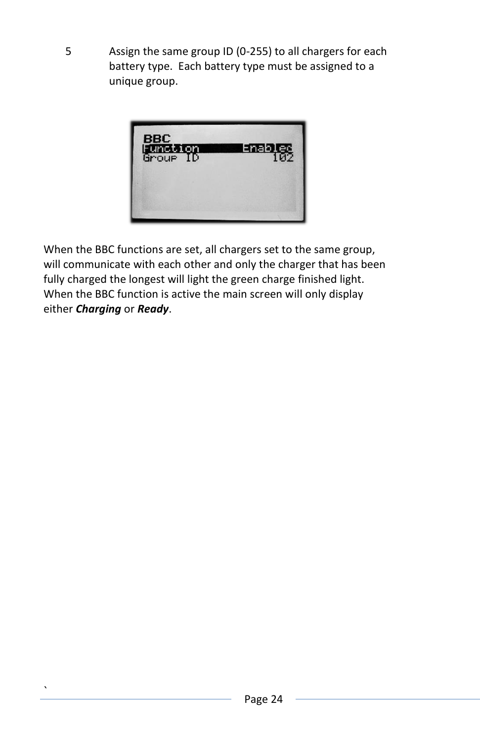5. Assign the same group ID (0-255) to all chargers for each battery type. Each battery type must be assigned to a unique group.

When the BBC functions are set, all chargers set to the same group, will communicate with each other and only the charger that has been fully charged the longest will light the green charge finished light. When the BBC function is active the main screen will only display either ***Charging*** or ***Ready***.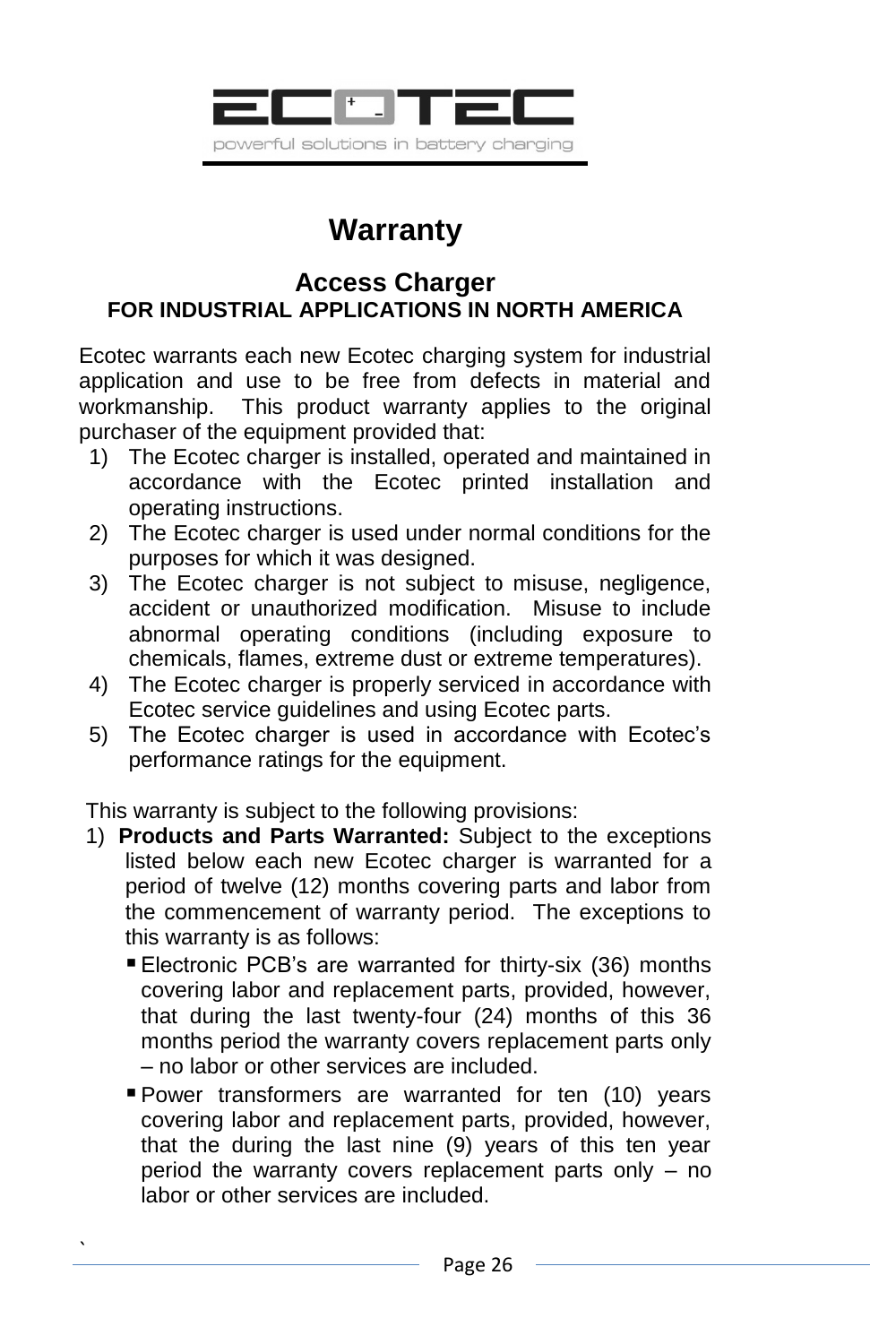# Warranty

## Access Charger

### FOR INDUSTRIAL APPLICATIONS IN NORTH AMERICA

Ecotec warrants each new Ecotec charging system for industrial application and use to be free from defects in material and workmanship. This product warranty applies to the original purchaser of the equipment provided that:

1) The Ecotec charger is installed, operated and maintained in accordance with the Ecotec printed installation and operating instructions.
2) The Ecotec charger is used under normal conditions for the purposes for which it was designed.
3) The Ecotec charger is not subject to misuse, negligence, accident or unauthorized modification. Misuse to include abnormal operating conditions (including exposure to chemicals, flames, extreme dust or extreme temperatures).
4) The Ecotec charger is properly serviced in accordance with Ecotec service guidelines and using Ecotec parts.
5) The Ecotec charger is used in accordance with Ecotec's performance ratings for the equipment.

This warranty is subject to the following provisions:

1) **Products and Parts Warranted:** Subject to the exceptions listed below each new Ecotec charger is warranted for a period of twelve (12) months covering parts and labor from the commencement of warranty period. The exceptions to this warranty is as follows:
   - Electronic PCB's are warranted for thirty-six (36) months covering labor and replacement parts, provided, however, that during the last twenty-four (24) months of this 36 months period the warranty covers replacement parts only – no labor or other services are included.
   - Power transformers are warranted for ten (10) years covering labor and replacement parts, provided, however, that the during the last nine (9) years of this ten year period the warranty covers replacement parts only – no labor or other services are included.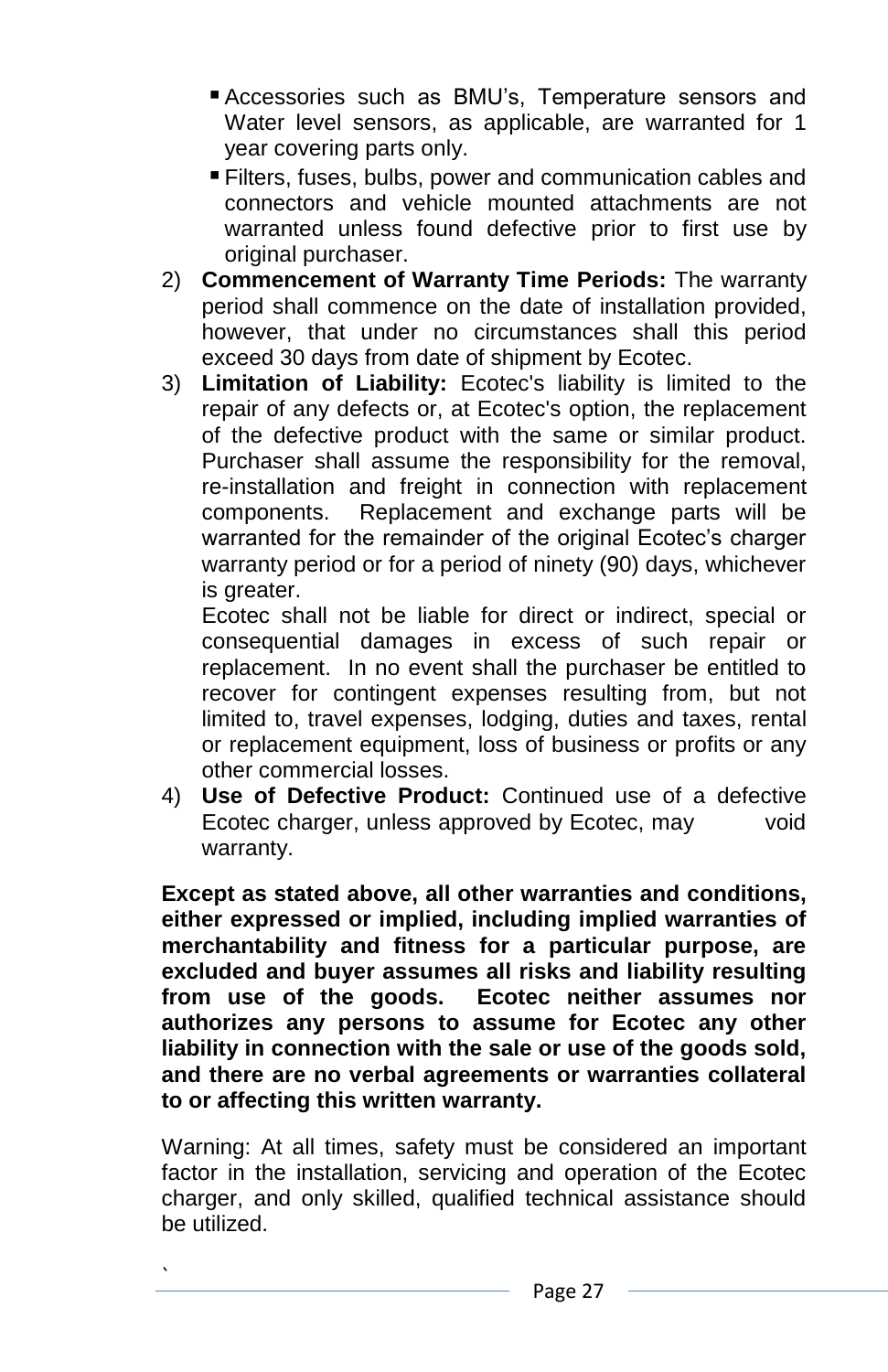- Accessories such as BMU's, Temperature sensors and Water level sensors, as applicable, are warranted for 1 year covering parts only.
- Filters, fuses, bulbs, power and communication cables and connectors and vehicle mounted attachments are not warranted unless found defective prior to first use by original purchaser.

2) **Commencement of Warranty Time Periods:** The warranty period shall commence on the date of installation provided, however, that under no circumstances shall this period exceed 30 days from date of shipment by Ecotec.
3) **Limitation of Liability:** Ecotec's liability is limited to the repair of any defects or, at Ecotec's option, the replacement of the defective product with the same or similar product. Purchaser shall assume the responsibility for the removal, re-installation and freight in connection with replacement components. Replacement and exchange parts will be warranted for the remainder of the original Ecotec's charger warranty period or for a period of ninety (90) days, whichever is greater.

   Ecotec shall not be liable for direct or indirect, special or consequential damages in excess of such repair or replacement. In no event shall the purchaser be entitled to recover for contingent expenses resulting from, but not limited to, travel expenses, lodging, duties and taxes, rental or replacement equipment, loss of business or profits or any other commercial losses.
4) **Use of Defective Product:** Continued use of a defective Ecotec charger, unless approved by Ecotec, may void warranty.

**Except as stated above, all other warranties and conditions, either expressed or implied, including implied warranties of merchantability and fitness for a particular purpose, are excluded and buyer assumes all risks and liability resulting from use of the goods. Ecotec neither assumes nor authorizes any persons to assume for Ecotec any other liability in connection with the sale or use of the goods sold, and there are no verbal agreements or warranties collateral to or affecting this written warranty.**

Warning: At all times, safety must be considered an important factor in the installation, servicing and operation of the Ecotec charger, and only skilled, qualified technical assistance should be utilized.